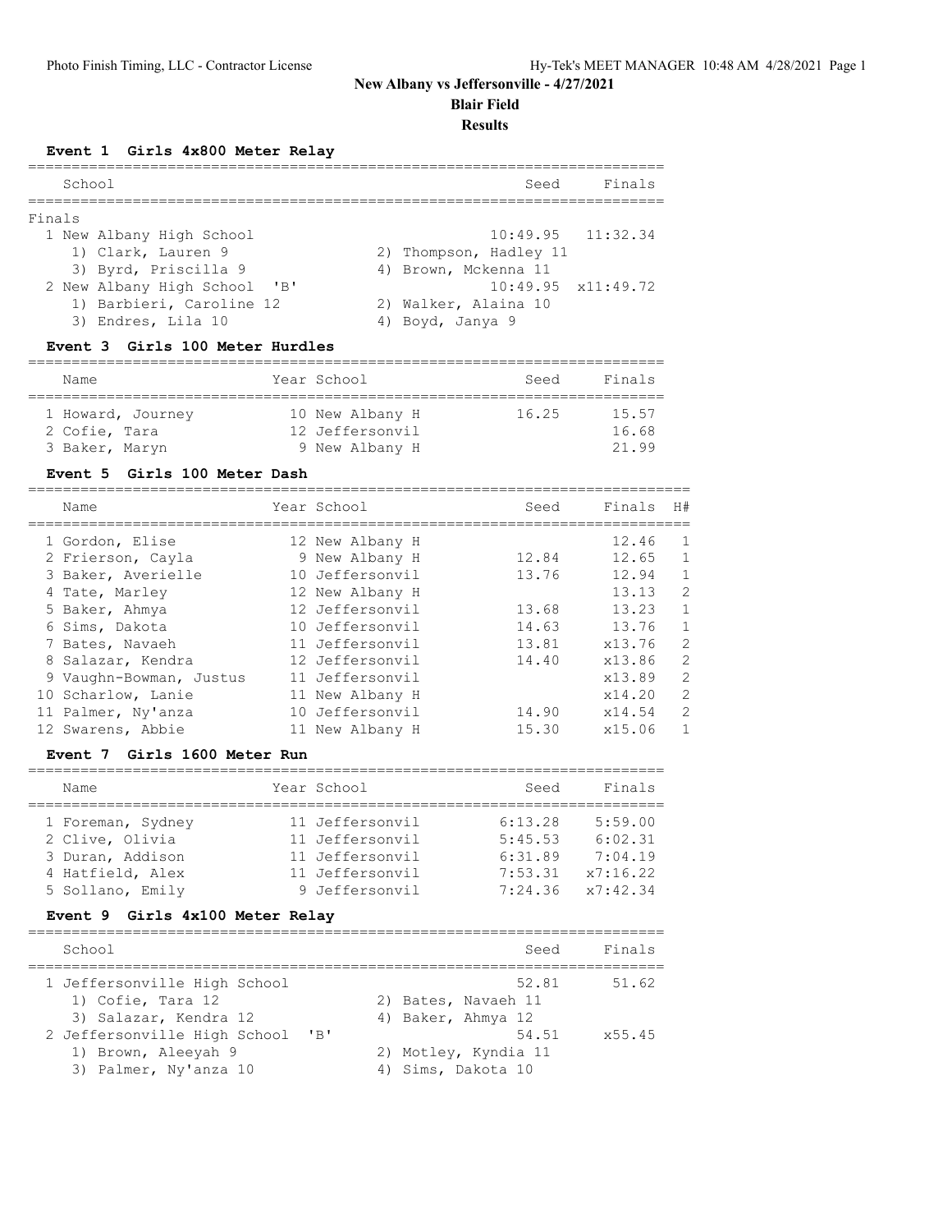# New Albany vs Jeffersonville - 4/27/2021

## Blair Field

### Results

**Event 1 Girls 4x800 Meter Relay**

Finals

| School | Seed | Finals |
|---|---|---|
| 1 New Albany High School | 10:49.95 | 11:32.34 |
| 1) Clark, Lauren 9; 2) Thompson, Hadley 11; 3) Byrd, Priscilla 9; 4) Brown, Mckenna 11 | | |
| 2 New Albany High School 'B' | 10:49.95 | x11:49.72 |
| 1) Barbieri, Caroline 12; 2) Walker, Alaina 10; 3) Endres, Lila 10; 4) Boyd, Janya 9 | | |

**Event 3 Girls 100 Meter Hurdles**

| Name | Year | School | Seed | Finals |
|---|---|---|---|---|
| 1 Howard, Journey | 10 | New Albany H | 16.25 | 15.57 |
| 2 Cofie, Tara | 12 | Jeffersonvil | | 16.68 |
| 3 Baker, Maryn | 9 | New Albany H | | 21.99 |

**Event 5 Girls 100 Meter Dash**

| Name | Year | School | Seed | Finals | H# |
|---|---|---|---|---|---|
| 1 Gordon, Elise | 12 | New Albany H | | 12.46 | 1 |
| 2 Frierson, Cayla | 9 | New Albany H | 12.84 | 12.65 | 1 |
| 3 Baker, Averielle | 10 | Jeffersonvil | 13.76 | 12.94 | 1 |
| 4 Tate, Marley | 12 | New Albany H | | 13.13 | 2 |
| 5 Baker, Ahmya | 12 | Jeffersonvil | 13.68 | 13.23 | 1 |
| 6 Sims, Dakota | 10 | Jeffersonvil | 14.63 | 13.76 | 1 |
| 7 Bates, Navaeh | 11 | Jeffersonvil | 13.81 | x13.76 | 2 |
| 8 Salazar, Kendra | 12 | Jeffersonvil | 14.40 | x13.86 | 2 |
| 9 Vaughn-Bowman, Justus | 11 | Jeffersonvil | | x13.89 | 2 |
| 10 Scharlow, Lanie | 11 | New Albany H | | x14.20 | 2 |
| 11 Palmer, Ny'anza | 10 | Jeffersonvil | 14.90 | x14.54 | 2 |
| 12 Swarens, Abbie | 11 | New Albany H | 15.30 | x15.06 | 1 |

**Event 7 Girls 1600 Meter Run**

| Name | Year | School | Seed | Finals |
|---|---|---|---|---|
| 1 Foreman, Sydney | 11 | Jeffersonvil | 6:13.28 | 5:59.00 |
| 2 Clive, Olivia | 11 | Jeffersonvil | 5:45.53 | 6:02.31 |
| 3 Duran, Addison | 11 | Jeffersonvil | 6:31.89 | 7:04.19 |
| 4 Hatfield, Alex | 11 | Jeffersonvil | 7:53.31 | x7:16.22 |
| 5 Sollano, Emily | 9 | Jeffersonvil | 7:24.36 | x7:42.34 |

**Event 9 Girls 4x100 Meter Relay**

| School | Seed | Finals |
|---|---|---|
| 1 Jeffersonville High School | 52.81 | 51.62 |
| 1) Cofie, Tara 12; 2) Bates, Navaeh 11; 3) Salazar, Kendra 12; 4) Baker, Ahmya 12 | | |
| 2 Jeffersonville High School 'B' | 54.51 | x55.45 |
| 1) Brown, Aleeyah 9; 2) Motley, Kyndia 11; 3) Palmer, Ny'anza 10; 4) Sims, Dakota 10 | | |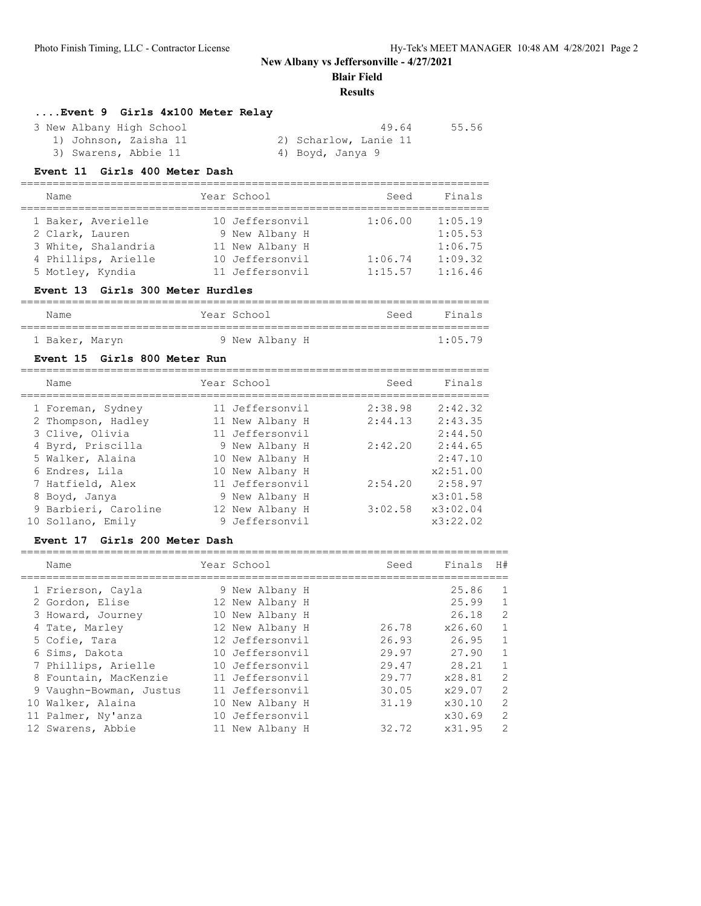**New Albany vs Jeffersonville - 4/27/2021**

**Blair Field**

**Results**

### ....Event 9 Girls 4x100 Meter Relay

3 New Albany High School — 49.64 — 55.56

1) Johnson, Zaisha 11 2) Scharlow, Lanie 11
3) Swarens, Abbie 11 4) Boyd, Janya 9

### Event 11 Girls 400 Meter Dash

| Name | Year | School | Seed | Finals |
|---|---|---|---|---|
| 1 Baker, Averielle | 10 | Jeffersonvil | 1:06.00 | 1:05.19 |
| 2 Clark, Lauren | 9 | New Albany H | | 1:05.53 |
| 3 White, Shalandria | 11 | New Albany H | | 1:06.75 |
| 4 Phillips, Arielle | 10 | Jeffersonvil | 1:06.74 | 1:09.32 |
| 5 Motley, Kyndia | 11 | Jeffersonvil | 1:15.57 | 1:16.46 |

### Event 13 Girls 300 Meter Hurdles

| Name | Year | School | Seed | Finals |
|---|---|---|---|---|
| 1 Baker, Maryn | 9 | New Albany H | | 1:05.79 |

### Event 15 Girls 800 Meter Run

| Name | Year | School | Seed | Finals |
|---|---|---|---|---|
| 1 Foreman, Sydney | 11 | Jeffersonvil | 2:38.98 | 2:42.32 |
| 2 Thompson, Hadley | 11 | New Albany H | 2:44.13 | 2:43.35 |
| 3 Clive, Olivia | 11 | Jeffersonvil | | 2:44.50 |
| 4 Byrd, Priscilla | 9 | New Albany H | 2:42.20 | 2:44.65 |
| 5 Walker, Alaina | 10 | New Albany H | | 2:47.10 |
| 6 Endres, Lila | 10 | New Albany H | | x2:51.00 |
| 7 Hatfield, Alex | 11 | Jeffersonvil | 2:54.20 | 2:58.97 |
| 8 Boyd, Janya | 9 | New Albany H | | x3:01.58 |
| 9 Barbieri, Caroline | 12 | New Albany H | 3:02.58 | x3:02.04 |
| 10 Sollano, Emily | 9 | Jeffersonvil | | x3:22.02 |

### Event 17 Girls 200 Meter Dash

| Name | Year | School | Seed | Finals | H# |
|---|---|---|---|---|---|
| 1 Frierson, Cayla | 9 | New Albany H | | 25.86 | 1 |
| 2 Gordon, Elise | 12 | New Albany H | | 25.99 | 1 |
| 3 Howard, Journey | 10 | New Albany H | | 26.18 | 2 |
| 4 Tate, Marley | 12 | New Albany H | 26.78 | x26.60 | 1 |
| 5 Cofie, Tara | 12 | Jeffersonvil | 26.93 | 26.95 | 1 |
| 6 Sims, Dakota | 10 | Jeffersonvil | 29.97 | 27.90 | 1 |
| 7 Phillips, Arielle | 10 | Jeffersonvil | 29.47 | 28.21 | 1 |
| 8 Fountain, MacKenzie | 11 | Jeffersonvil | 29.77 | x28.81 | 2 |
| 9 Vaughn-Bowman, Justus | 11 | Jeffersonvil | 30.05 | x29.07 | 2 |
| 10 Walker, Alaina | 10 | New Albany H | 31.19 | x30.10 | 2 |
| 11 Palmer, Ny'anza | 10 | Jeffersonvil | | x30.69 | 2 |
| 12 Swarens, Abbie | 11 | New Albany H | 32.72 | x31.95 | 2 |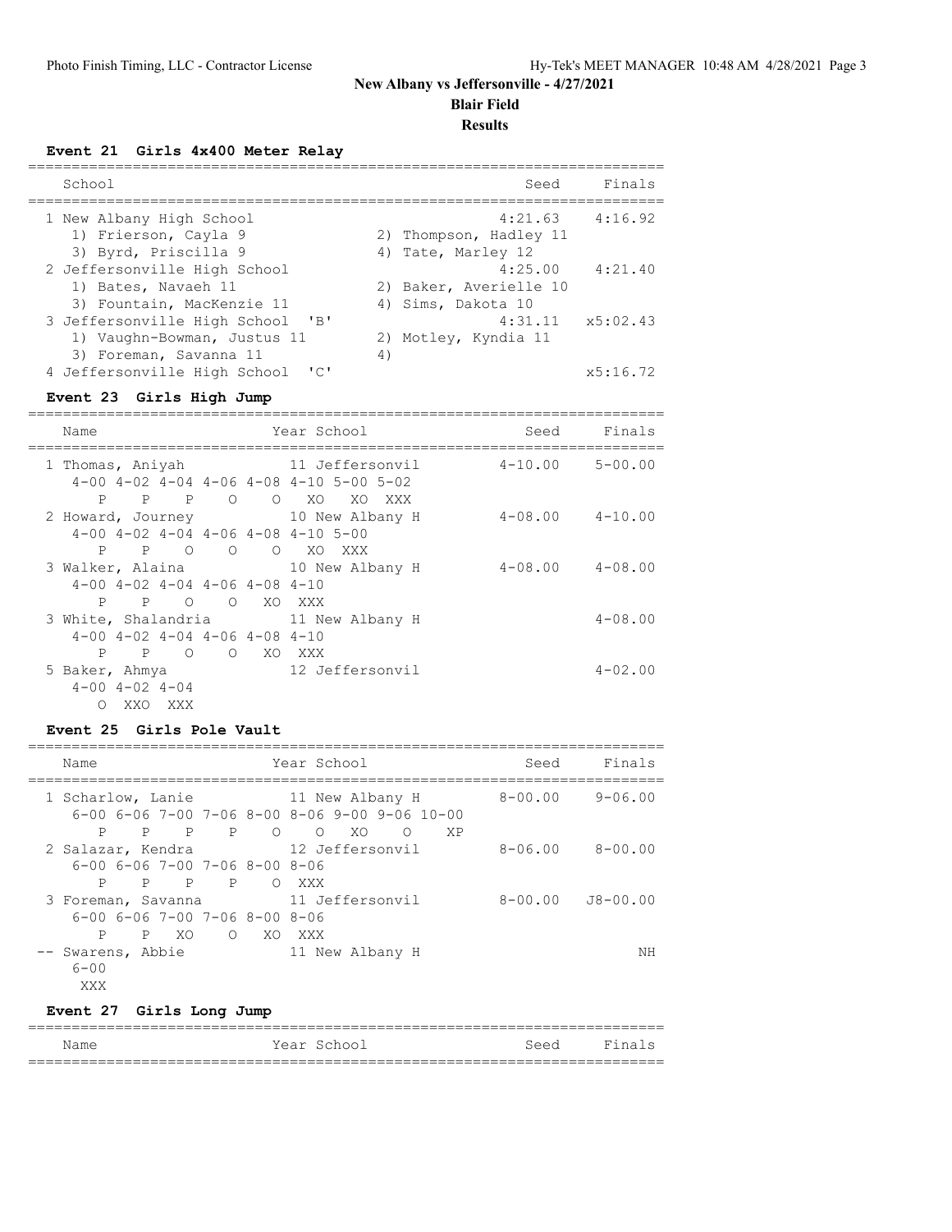**New Albany vs Jeffersonville - 4/27/2021**

**Blair Field**

**Results**

### Event 21 Girls 4x400 Meter Relay

| School | Seed | Finals |
|---|---|---|
| 1 New Albany High School | 4:21.63 | 4:16.92 |
| 1) Frierson, Cayla 9 · 2) Thompson, Hadley 11 · 3) Byrd, Priscilla 9 · 4) Tate, Marley 12 | | |
| 2 Jeffersonville High School | 4:25.00 | 4:21.40 |
| 1) Bates, Navaeh 11 · 2) Baker, Averielle 10 · 3) Fountain, MacKenzie 11 · 4) Sims, Dakota 10 | | |
| 3 Jeffersonville High School 'B' | 4:31.11 | x5:02.43 |
| 1) Vaughn-Bowman, Justus 11 · 2) Motley, Kyndia 11 · 3) Foreman, Savanna 11 · 4) | | |
| 4 Jeffersonville High School 'C' | | x5:16.72 |

### Event 23 Girls High Jump

| Name | Year | School | Seed | Finals |
|---|---|---|---|---|
| 1 Thomas, Aniyah | 11 | Jeffersonvil | 4-10.00 | 5-00.00 |
| 4-00 P · 4-02 P · 4-04 P · 4-06 O · 4-08 O · 4-10 XO · 5-00 XO · 5-02 XXX | | | | |
| 2 Howard, Journey | 10 | New Albany H | 4-08.00 | 4-10.00 |
| 4-00 P · 4-02 P · 4-04 O · 4-06 O · 4-08 O · 4-10 XO · 5-00 XXX | | | | |
| 3 Walker, Alaina | 10 | New Albany H | 4-08.00 | 4-08.00 |
| 4-00 P · 4-02 P · 4-04 O · 4-06 O · 4-08 XO · 4-10 XXX | | | | |
| 3 White, Shalandria | 11 | New Albany H | | 4-08.00 |
| 4-00 P · 4-02 P · 4-04 O · 4-06 O · 4-08 XO · 4-10 XXX | | | | |
| 5 Baker, Ahmya | 12 | Jeffersonvil | | 4-02.00 |
| 4-00 O · 4-02 XXO · 4-04 XXX | | | | |

### Event 25 Girls Pole Vault

| Name | Year | School | Seed | Finals |
|---|---|---|---|---|
| 1 Scharlow, Lanie | 11 | New Albany H | 8-00.00 | 9-06.00 |
| 6-00 P · 6-06 P · 7-00 P · 7-06 P · 8-00 O · 8-06 O · 9-00 XO · 9-06 O · 10-00 XP | | | | |
| 2 Salazar, Kendra | 12 | Jeffersonvil | 8-06.00 | 8-00.00 |
| 6-00 P · 6-06 P · 7-00 P · 7-06 P · 8-00 O · 8-06 XXX | | | | |
| 3 Foreman, Savanna | 11 | Jeffersonvil | 8-00.00 | J8-00.00 |
| 6-00 P · 6-06 P · 7-00 XO · 7-06 O · 8-00 XO · 8-06 XXX | | | | |
| -- Swarens, Abbie | 11 | New Albany H | | NH |
| 6-00 XXX | | | | |

### Event 27 Girls Long Jump

| Name | Year | School | Seed | Finals |
|---|---|---|---|---|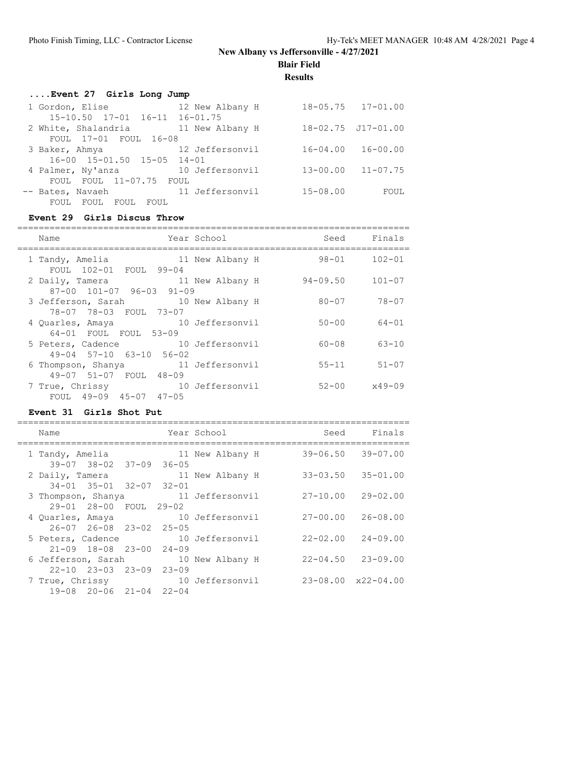## New Albany vs Jeffersonville - 4/27/2021

**Blair Field**

**Results**

### ....Event 27 Girls Long Jump

| | Name | Year | School | Seed | Finals |
|---|---|---|---|---|---|
| 1 | Gordon, Elise | 12 | New Albany H | 18-05.75 | 17-01.00 |
| | 15-10.50 17-01 16-11 16-01.75 | | | | |
| 2 | White, Shalandria | 11 | New Albany H | 18-02.75 | J17-01.00 |
| | FOUL 17-01 FOUL 16-08 | | | | |
| 3 | Baker, Ahmya | 12 | Jeffersonvil | 16-04.00 | 16-00.00 |
| | 16-00 15-01.50 15-05 14-01 | | | | |
| 4 | Palmer, Ny'anza | 10 | Jeffersonvil | 13-00.00 | 11-07.75 |
| | FOUL FOUL 11-07.75 FOUL | | | | |
| -- | Bates, Navaeh | 11 | Jeffersonvil | 15-08.00 | FOUL |
| | FOUL FOUL FOUL FOUL | | | | |

### Event 29 Girls Discus Throw

| | Name | Year | School | Seed | Finals |
|---|---|---|---|---|---|
| 1 | Tandy, Amelia | 11 | New Albany H | 98-01 | 102-01 |
| | FOUL 102-01 FOUL 99-04 | | | | |
| 2 | Daily, Tamera | 11 | New Albany H | 94-09.50 | 101-07 |
| | 87-00 101-07 96-03 91-09 | | | | |
| 3 | Jefferson, Sarah | 10 | New Albany H | 80-07 | 78-07 |
| | 78-07 78-03 FOUL 73-07 | | | | |
| 4 | Quarles, Amaya | 10 | Jeffersonvil | 50-00 | 64-01 |
| | 64-01 FOUL FOUL 53-09 | | | | |
| 5 | Peters, Cadence | 10 | Jeffersonvil | 60-08 | 63-10 |
| | 49-04 57-10 63-10 56-02 | | | | |
| 6 | Thompson, Shanya | 11 | Jeffersonvil | 55-11 | 51-07 |
| | 49-07 51-07 FOUL 48-09 | | | | |
| 7 | True, Chrissy | 10 | Jeffersonvil | 52-00 | x49-09 |
| | FOUL 49-09 45-07 47-05 | | | | |

### Event 31 Girls Shot Put

| | Name | Year | School | Seed | Finals |
|---|---|---|---|---|---|
| 1 | Tandy, Amelia | 11 | New Albany H | 39-06.50 | 39-07.00 |
| | 39-07 38-02 37-09 36-05 | | | | |
| 2 | Daily, Tamera | 11 | New Albany H | 33-03.50 | 35-01.00 |
| | 34-01 35-01 32-07 32-01 | | | | |
| 3 | Thompson, Shanya | 11 | Jeffersonvil | 27-10.00 | 29-02.00 |
| | 29-01 28-00 FOUL 29-02 | | | | |
| 4 | Quarles, Amaya | 10 | Jeffersonvil | 27-00.00 | 26-08.00 |
| | 26-07 26-08 23-02 25-05 | | | | |
| 5 | Peters, Cadence | 10 | Jeffersonvil | 22-02.00 | 24-09.00 |
| | 21-09 18-08 23-00 24-09 | | | | |
| 6 | Jefferson, Sarah | 10 | New Albany H | 22-04.50 | 23-09.00 |
| | 22-10 23-03 23-09 23-09 | | | | |
| 7 | True, Chrissy | 10 | Jeffersonvil | 23-08.00 | x22-04.00 |
| | 19-08 20-06 21-04 22-04 | | | | |